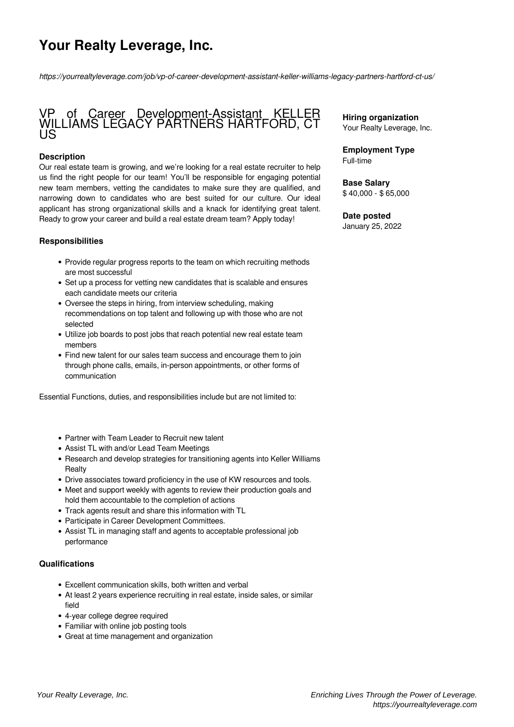# Your Realty Leverage, Inc.

*https://yourrealtyleverage.com/job/vp-of-career-development-assistant-keller-williams-legacy-partners-hartford-ct-us/*

## VP of Career Development-Assistant KELLER WILLIAMS LEGACY PARTNERS HARTFORD, CT US

**Hiring organization**
Your Realty Leverage, Inc.

**Employment Type**
Full-time

**Base Salary**
$ 40,000 - $ 65,000

**Date posted**
January 25, 2022

### Description

Our real estate team is growing, and we're looking for a real estate recruiter to help us find the right people for our team! You'll be responsible for engaging potential new team members, vetting the candidates to make sure they are qualified, and narrowing down to candidates who are best suited for our culture. Our ideal applicant has strong organizational skills and a knack for identifying great talent. Ready to grow your career and build a real estate dream team? Apply today!

### Responsibilities

- Provide regular progress reports to the team on which recruiting methods are most successful
- Set up a process for vetting new candidates that is scalable and ensures each candidate meets our criteria
- Oversee the steps in hiring, from interview scheduling, making recommendations on top talent and following up with those who are not selected
- Utilize job boards to post jobs that reach potential new real estate team members
- Find new talent for our sales team success and encourage them to join through phone calls, emails, in-person appointments, or other forms of communication

Essential Functions, duties, and responsibilities include but are not limited to:

- Partner with Team Leader to Recruit new talent
- Assist TL with and/or Lead Team Meetings
- Research and develop strategies for transitioning agents into Keller Williams Realty
- Drive associates toward proficiency in the use of KW resources and tools.
- Meet and support weekly with agents to review their production goals and hold them accountable to the completion of actions
- Track agents result and share this information with TL
- Participate in Career Development Committees.
- Assist TL in managing staff and agents to acceptable professional job performance

### Qualifications

- Excellent communication skills, both written and verbal
- At least 2 years experience recruiting in real estate, inside sales, or similar field
- 4-year college degree required
- Familiar with online job posting tools
- Great at time management and organization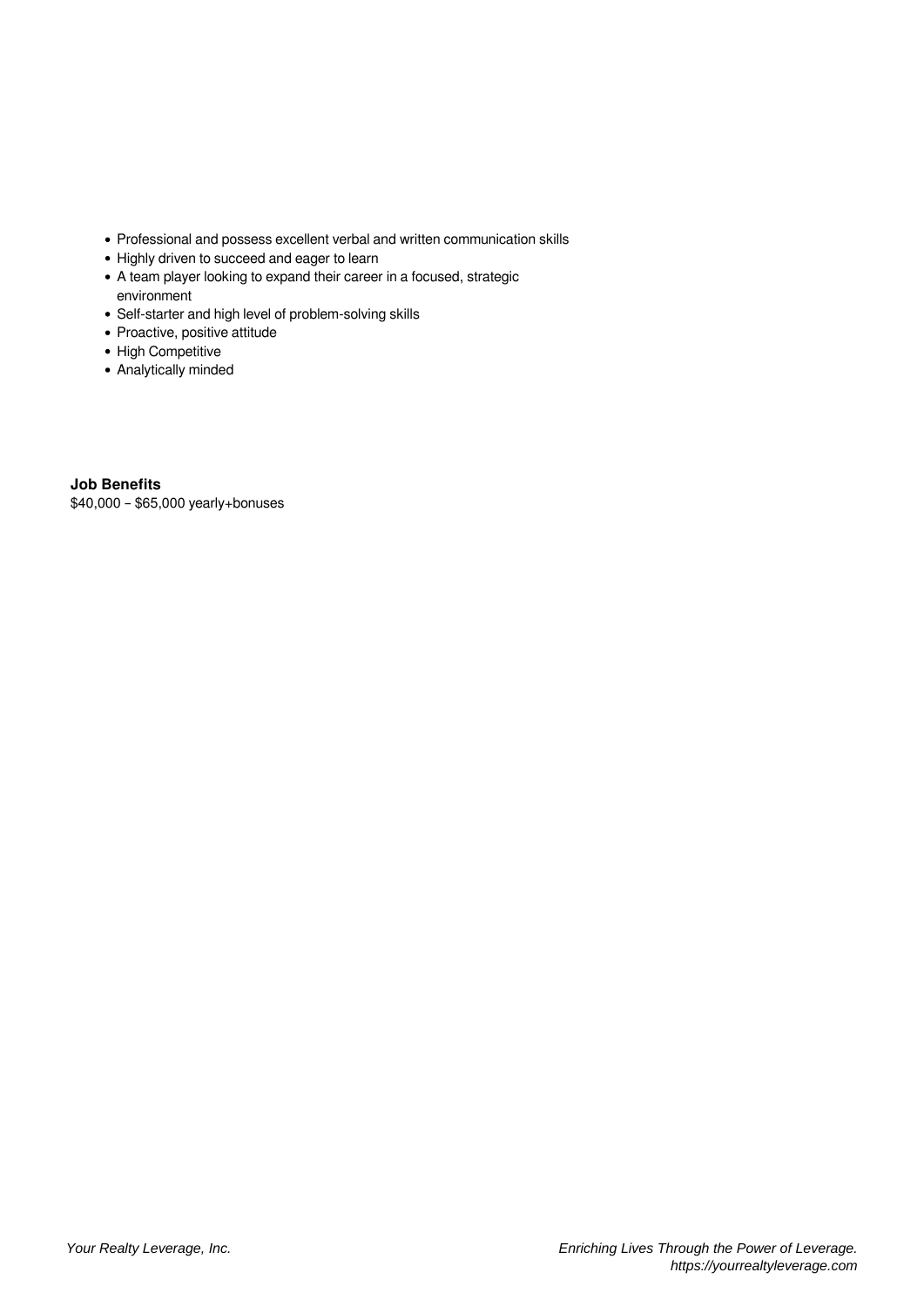- Professional and possess excellent verbal and written communication skills
- Highly driven to succeed and eager to learn
- A team player looking to expand their career in a focused, strategic environment
- Self-starter and high level of problem-solving skills
- Proactive, positive attitude
- High Competitive
- Analytically minded

**Job Benefits**

$40,000 – $65,000 yearly+bonuses